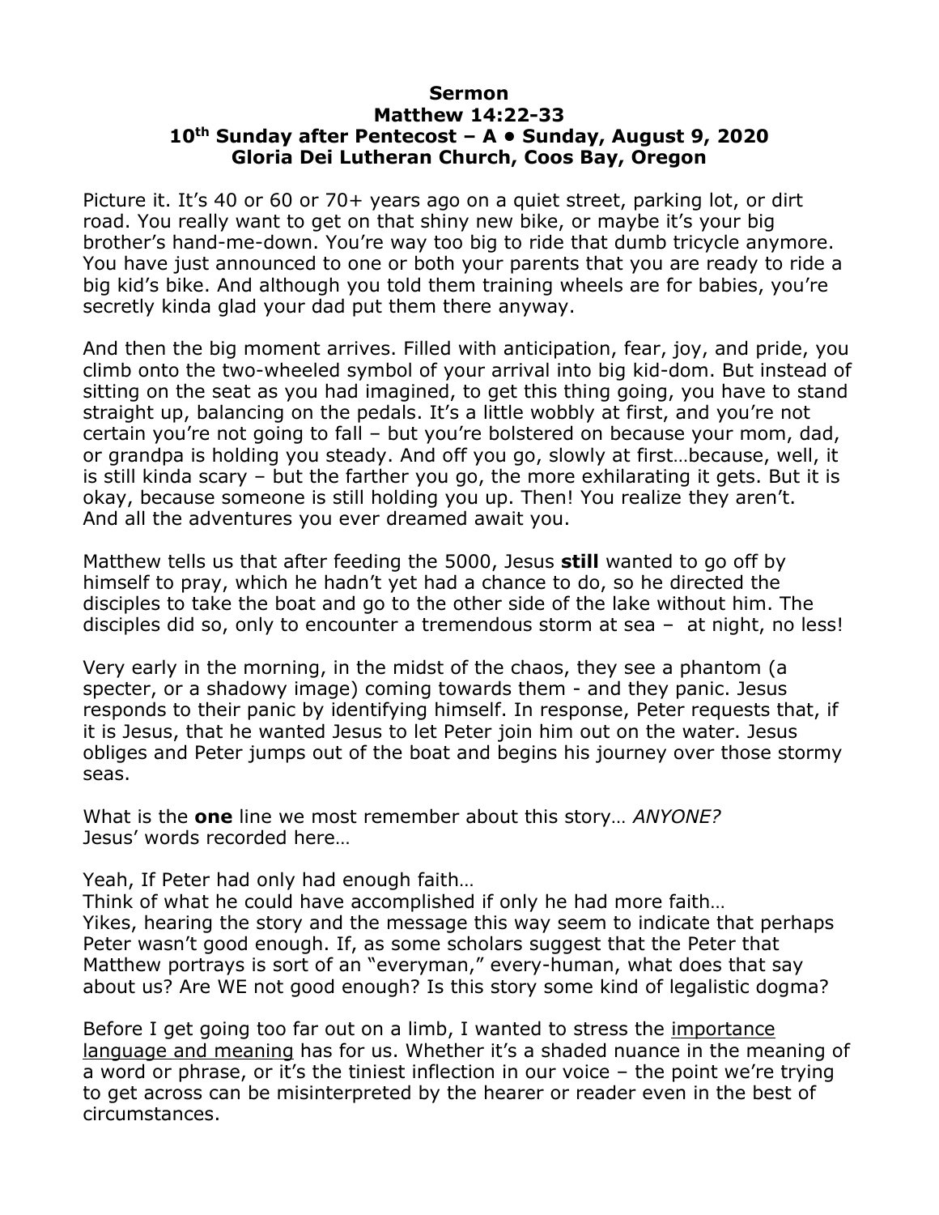**Sermon**
**Matthew 14:22-33**
**10th Sunday after Pentecost – A • Sunday, August 9, 2020**
**Gloria Dei Lutheran Church, Coos Bay, Oregon**

Picture it. It's 40 or 60 or 70+ years ago on a quiet street, parking lot, or dirt road. You really want to get on that shiny new bike, or maybe it's your big brother's hand-me-down. You're way too big to ride that dumb tricycle anymore. You have just announced to one or both your parents that you are ready to ride a big kid's bike. And although you told them training wheels are for babies, you're secretly kinda glad your dad put them there anyway.

And then the big moment arrives. Filled with anticipation, fear, joy, and pride, you climb onto the two-wheeled symbol of your arrival into big kid-dom. But instead of sitting on the seat as you had imagined, to get this thing going, you have to stand straight up, balancing on the pedals. It's a little wobbly at first, and you're not certain you're not going to fall – but you're bolstered on because your mom, dad, or grandpa is holding you steady. And off you go, slowly at first…because, well, it is still kinda scary – but the farther you go, the more exhilarating it gets. But it is okay, because someone is still holding you up. Then! You realize they aren't. And all the adventures you ever dreamed await you.

Matthew tells us that after feeding the 5000, Jesus **still** wanted to go off by himself to pray, which he hadn't yet had a chance to do, so he directed the disciples to take the boat and go to the other side of the lake without him. The disciples did so, only to encounter a tremendous storm at sea – at night, no less!

Very early in the morning, in the midst of the chaos, they see a phantom (a specter, or a shadowy image) coming towards them - and they panic. Jesus responds to their panic by identifying himself. In response, Peter requests that, if it is Jesus, that he wanted Jesus to let Peter join him out on the water. Jesus obliges and Peter jumps out of the boat and begins his journey over those stormy seas.

What is the **one** line we most remember about this story… *ANYONE?*
Jesus' words recorded here…

Yeah, If Peter had only had enough faith…
Think of what he could have accomplished if only he had more faith…
Yikes, hearing the story and the message this way seem to indicate that perhaps Peter wasn't good enough. If, as some scholars suggest that the Peter that Matthew portrays is sort of an "everyman," every-human, what does that say about us? Are WE not good enough? Is this story some kind of legalistic dogma?

Before I get going too far out on a limb, I wanted to stress the importance language and meaning has for us. Whether it's a shaded nuance in the meaning of a word or phrase, or it's the tiniest inflection in our voice – the point we're trying to get across can be misinterpreted by the hearer or reader even in the best of circumstances.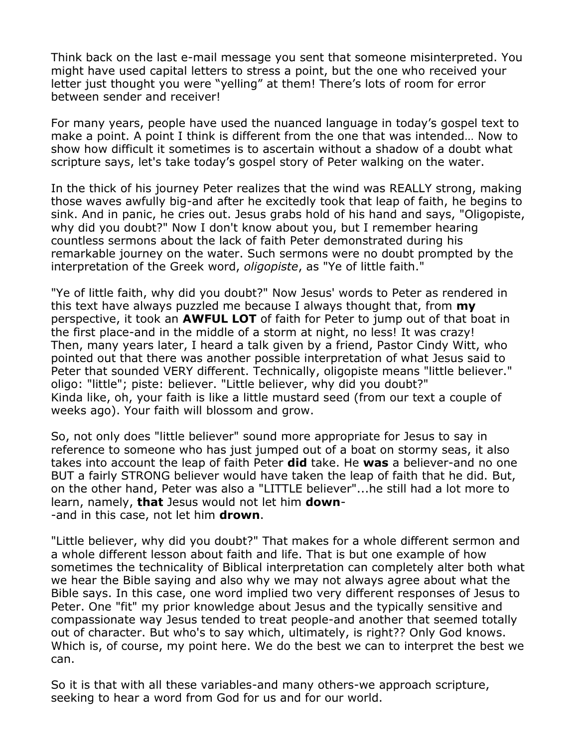Think back on the last e-mail message you sent that someone misinterpreted. You might have used capital letters to stress a point, but the one who received your letter just thought you were "yelling" at them! There's lots of room for error between sender and receiver!

For many years, people have used the nuanced language in today's gospel text to make a point. A point I think is different from the one that was intended… Now to show how difficult it sometimes is to ascertain without a shadow of a doubt what scripture says, let's take today's gospel story of Peter walking on the water.

In the thick of his journey Peter realizes that the wind was REALLY strong, making those waves awfully big-and after he excitedly took that leap of faith, he begins to sink. And in panic, he cries out. Jesus grabs hold of his hand and says, "Oligopiste, why did you doubt?" Now I don't know about you, but I remember hearing countless sermons about the lack of faith Peter demonstrated during his remarkable journey on the water. Such sermons were no doubt prompted by the interpretation of the Greek word, *oligopiste*, as "Ye of little faith."

"Ye of little faith, why did you doubt?" Now Jesus' words to Peter as rendered in this text have always puzzled me because I always thought that, from **my** perspective, it took an **AWFUL LOT** of faith for Peter to jump out of that boat in the first place-and in the middle of a storm at night, no less! It was crazy! Then, many years later, I heard a talk given by a friend, Pastor Cindy Witt, who pointed out that there was another possible interpretation of what Jesus said to Peter that sounded VERY different. Technically, oligopiste means "little believer." oligo: "little"; piste: believer. "Little believer, why did you doubt?" Kinda like, oh, your faith is like a little mustard seed (from our text a couple of weeks ago). Your faith will blossom and grow.

So, not only does "little believer" sound more appropriate for Jesus to say in reference to someone who has just jumped out of a boat on stormy seas, it also takes into account the leap of faith Peter **did** take. He **was** a believer-and no one BUT a fairly STRONG believer would have taken the leap of faith that he did. But, on the other hand, Peter was also a "LITTLE believer"...he still had a lot more to learn, namely, **that** Jesus would not let him **down**--and in this case, not let him **drown**.

"Little believer, why did you doubt?" That makes for a whole different sermon and a whole different lesson about faith and life. That is but one example of how sometimes the technicality of Biblical interpretation can completely alter both what we hear the Bible saying and also why we may not always agree about what the Bible says. In this case, one word implied two very different responses of Jesus to Peter. One "fit" my prior knowledge about Jesus and the typically sensitive and compassionate way Jesus tended to treat people-and another that seemed totally out of character. But who's to say which, ultimately, is right?? Only God knows. Which is, of course, my point here. We do the best we can to interpret the best we can.

So it is that with all these variables-and many others-we approach scripture, seeking to hear a word from God for us and for our world.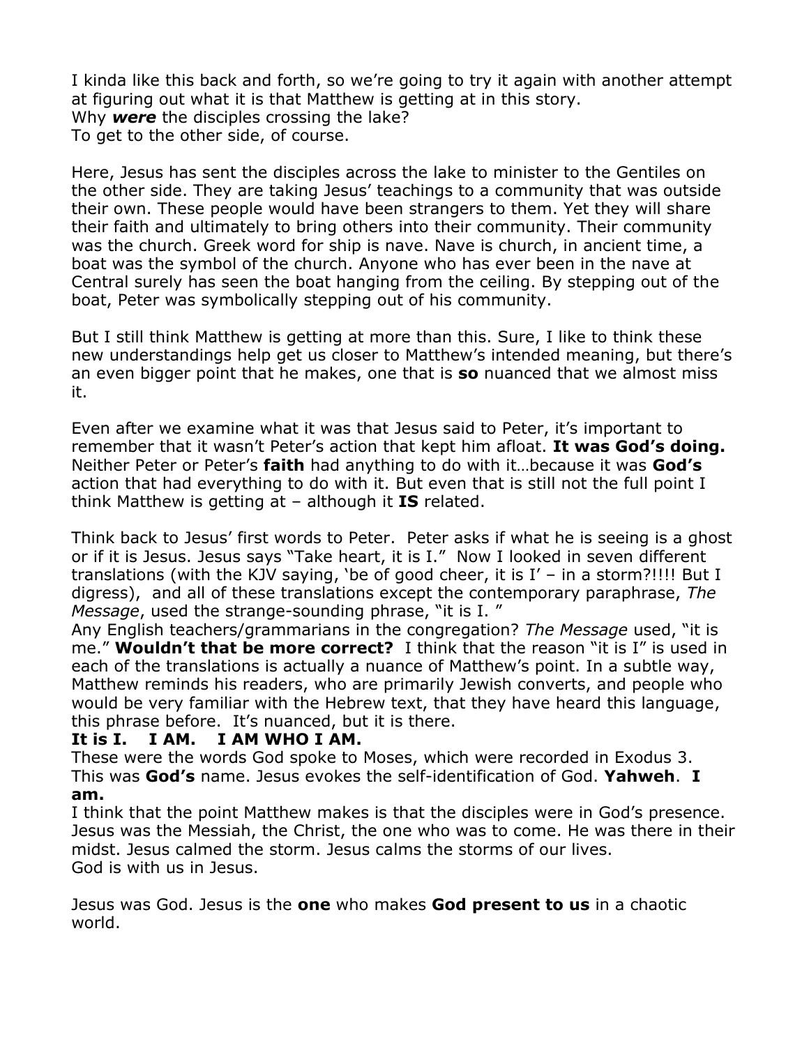I kinda like this back and forth, so we're going to try it again with another attempt at figuring out what it is that Matthew is getting at in this story.
Why ***were*** the disciples crossing the lake?
To get to the other side, of course.

Here, Jesus has sent the disciples across the lake to minister to the Gentiles on the other side. They are taking Jesus' teachings to a community that was outside their own. These people would have been strangers to them. Yet they will share their faith and ultimately to bring others into their community. Their community was the church. Greek word for ship is nave. Nave is church, in ancient time, a boat was the symbol of the church. Anyone who has ever been in the nave at Central surely has seen the boat hanging from the ceiling. By stepping out of the boat, Peter was symbolically stepping out of his community.

But I still think Matthew is getting at more than this. Sure, I like to think these new understandings help get us closer to Matthew's intended meaning, but there's an even bigger point that he makes, one that is **so** nuanced that we almost miss it.

Even after we examine what it was that Jesus said to Peter, it's important to remember that it wasn't Peter's action that kept him afloat. **It was God's doing.** Neither Peter or Peter's **faith** had anything to do with it…because it was **God's** action that had everything to do with it. But even that is still not the full point I think Matthew is getting at – although it **IS** related.

Think back to Jesus' first words to Peter. Peter asks if what he is seeing is a ghost or if it is Jesus. Jesus says "Take heart, it is I." Now I looked in seven different translations (with the KJV saying, 'be of good cheer, it is I' – in a storm?!!!! But I digress), and all of these translations except the contemporary paraphrase, *The Message*, used the strange-sounding phrase, "it is I. "
Any English teachers/grammarians in the congregation? *The Message* used, "it is me." **Wouldn't that be more correct?** I think that the reason "it is I" is used in each of the translations is actually a nuance of Matthew's point. In a subtle way, Matthew reminds his readers, who are primarily Jewish converts, and people who would be very familiar with the Hebrew text, that they have heard this language, this phrase before. It's nuanced, but it is there.
**It is I. I AM. I AM WHO I AM.**
These were the words God spoke to Moses, which were recorded in Exodus 3. This was **God's** name. Jesus evokes the self-identification of God. **Yahweh**. **I am.**
I think that the point Matthew makes is that the disciples were in God's presence. Jesus was the Messiah, the Christ, the one who was to come. He was there in their midst. Jesus calmed the storm. Jesus calms the storms of our lives.
God is with us in Jesus.

Jesus was God. Jesus is the **one** who makes **God present to us** in a chaotic world.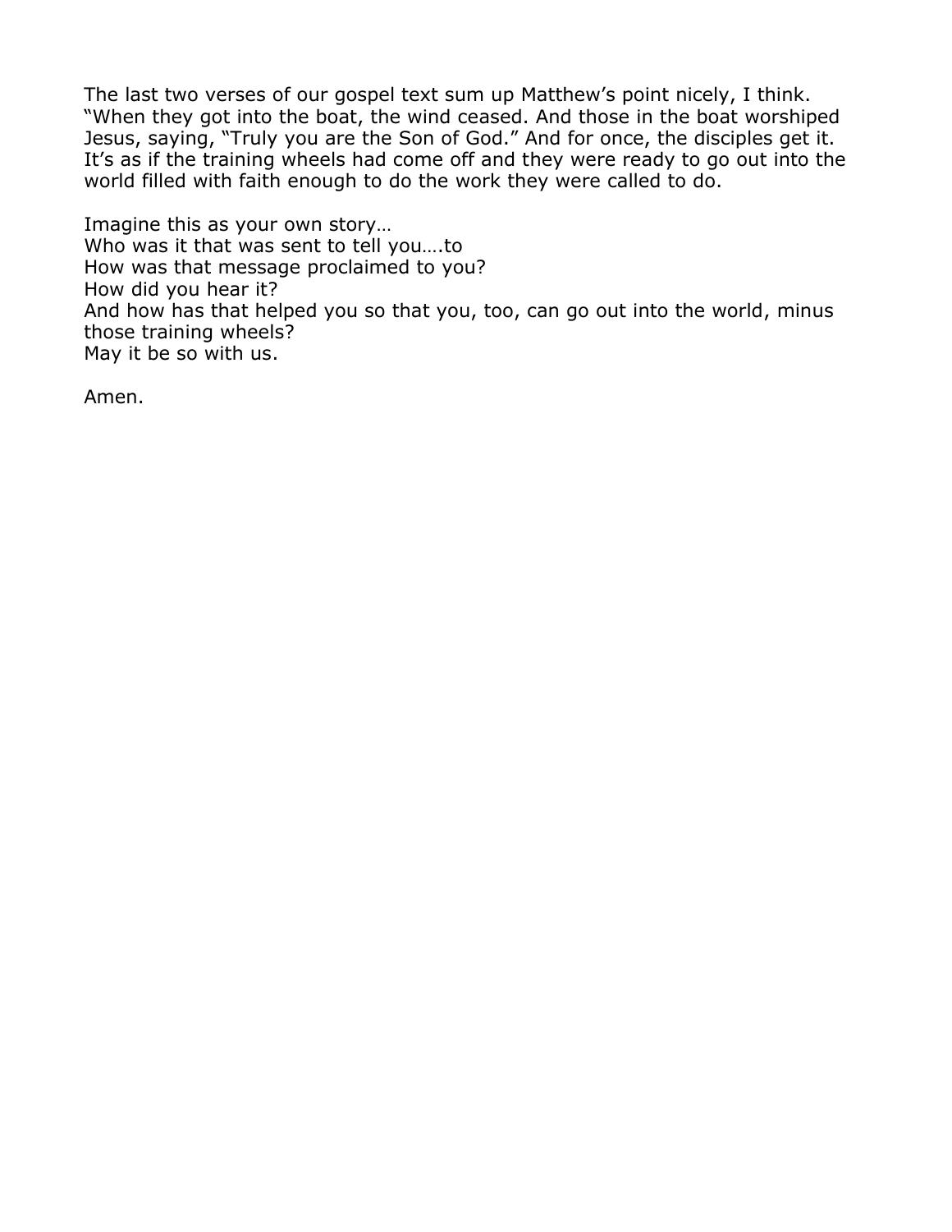The last two verses of our gospel text sum up Matthew's point nicely, I think. "When they got into the boat, the wind ceased. And those in the boat worshiped Jesus, saying, "Truly you are the Son of God." And for once, the disciples get it. It's as if the training wheels had come off and they were ready to go out into the world filled with faith enough to do the work they were called to do.

Imagine this as your own story…
Who was it that was sent to tell you….to
How was that message proclaimed to you?
How did you hear it?
And how has that helped you so that you, too, can go out into the world, minus those training wheels?
May it be so with us.

Amen.